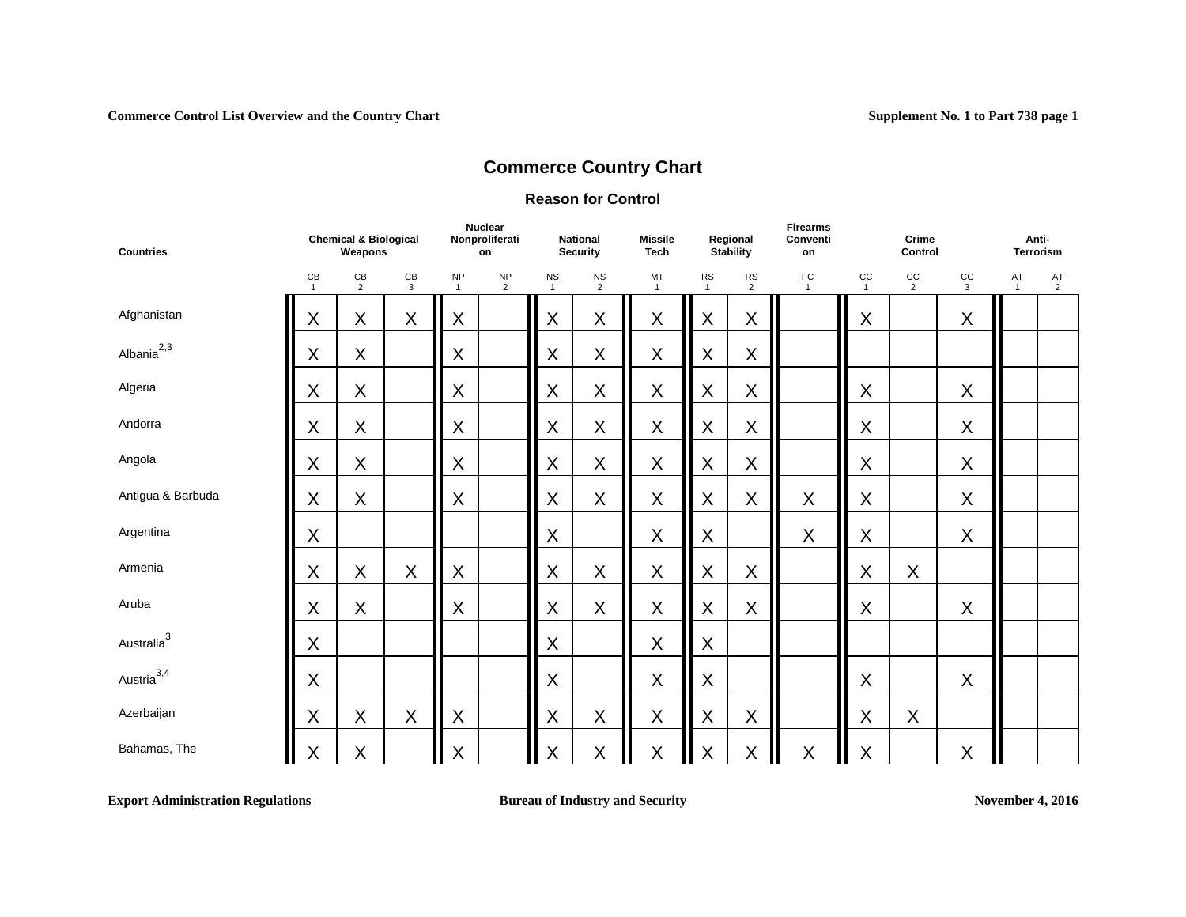# Commerce Country Chart

## Reason for Control

| Countries | Chemical & Biological Weapons | | | Nuclear Nonproliferation | | National Security | | Missile Tech | Regional Stability | | Firearms Convention | Crime Control | | | Anti-Terrorism | |
|---|---|---|---|---|---|---|---|---|---|---|---|---|---|---|---|---|
| | CB 1 | CB 2 | CB 3 | NP 1 | NP 2 | NS 1 | NS 2 | MT 1 | RS 1 | RS 2 | FC 1 | CC 1 | CC 2 | CC 3 | AT 1 | AT 2 |
| Afghanistan | X | X | X | X | | X | X | X | X | X | | X | | X | | |
| Albania[2,3] | X | X | | X | | X | X | X | X | X | | | | | | |
| Algeria | X | X | | X | | X | X | X | X | X | | X | | X | | |
| Andorra | X | X | | X | | X | X | X | X | X | | X | | X | | |
| Angola | X | X | | X | | X | X | X | X | X | | X | | X | | |
| Antigua & Barbuda | X | X | | X | | X | X | X | X | X | X | X | | X | | |
| Argentina | X | | | | | X | | X | X | | X | X | | X | | |
| Armenia | X | X | X | X | | X | X | X | X | X | | X | X | | | |
| Aruba | X | X | | X | | X | X | X | X | X | | X | | X | | |
| Australia[3] | X | | | | | X | | X | X | | | | | | | |
| Austria[3,4] | X | | | | | X | | X | X | | | X | | X | | |
| Azerbaijan | X | X | X | X | | X | X | X | X | X | | X | X | | | |
| Bahamas, The | X | X | | X | | X | X | X | X | X | X | X | | X | | |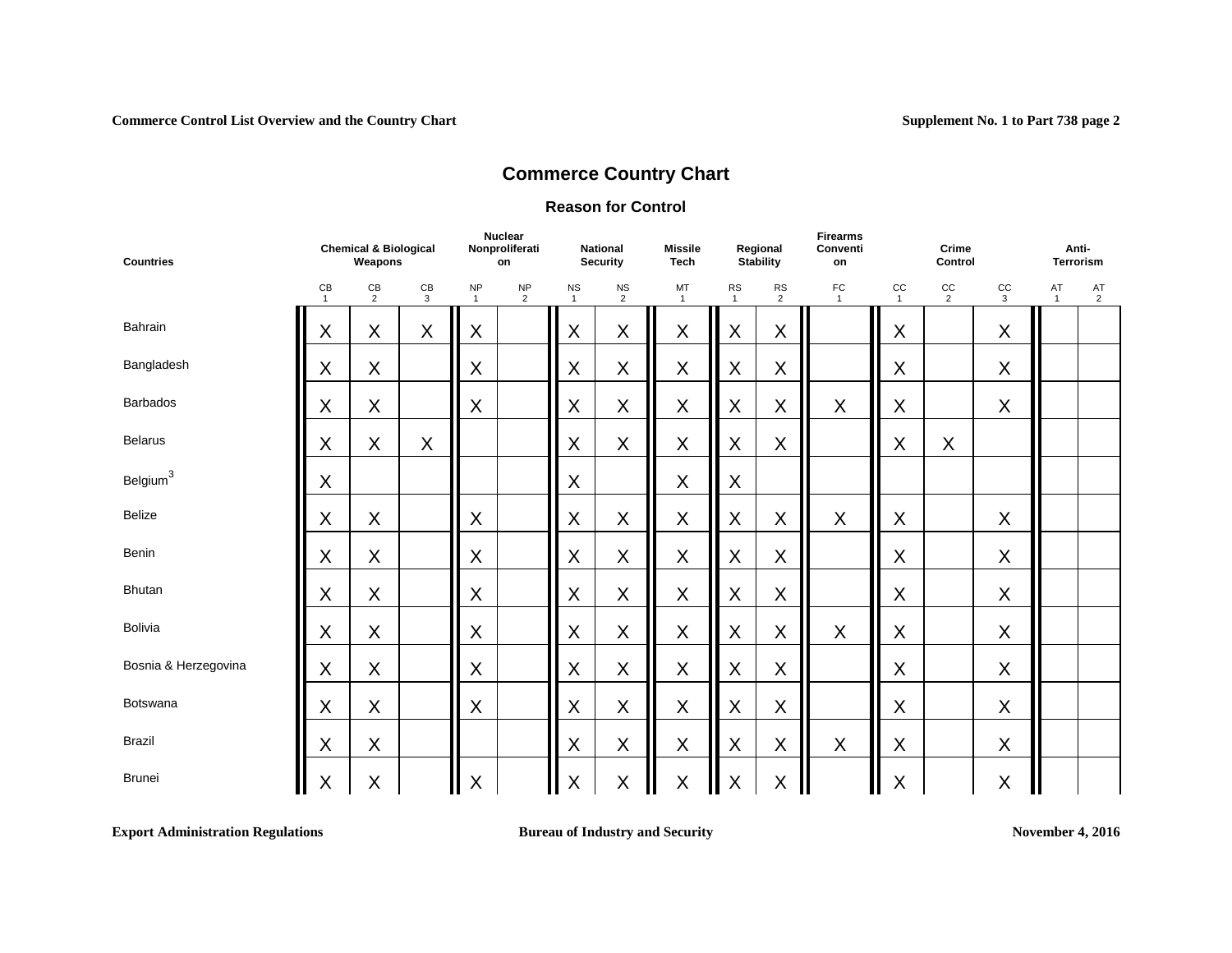# Commerce Country Chart

## Reason for Control

| Countries | Chemical & Biological Weapons | | | Nuclear Nonproliferation | | National Security | | Missile Tech | Regional Stability | | Firearms Convention | Crime Control | | | Anti-Terrorism | |
|---|---|---|---|---|---|---|---|---|---|---|---|---|---|---|---|---|
| | CB 1 | CB 2 | CB 3 | NP 1 | NP 2 | NS 1 | NS 2 | MT 1 | RS 1 | RS 2 | FC 1 | CC 1 | CC 2 | CC 3 | AT 1 | AT 2 |
| Bahrain | X | X | X | X | | X | X | X | X | X | | X | | X | | |
| Bangladesh | X | X | | X | | X | X | X | X | X | | X | | X | | |
| Barbados | X | X | | X | | X | X | X | X | X | X | X | | X | | |
| Belarus | X | X | X | | | X | X | X | X | X | | X | X | | | |
| Belgium[3] | X | | | | | X | | X | X | | | | | | | |
| Belize | X | X | | X | | X | X | X | X | X | X | X | | X | | |
| Benin | X | X | | X | | X | X | X | X | X | | X | | X | | |
| Bhutan | X | X | | X | | X | X | X | X | X | | X | | X | | |
| Bolivia | X | X | | X | | X | X | X | X | X | X | X | | X | | |
| Bosnia & Herzegovina | X | X | | X | | X | X | X | X | X | | X | | X | | |
| Botswana | X | X | | X | | X | X | X | X | X | | X | | X | | |
| Brazil | X | X | | | | X | X | X | X | X | X | X | | X | | |
| Brunei | X | X | | X | | X | X | X | X | X | | X | | X | | |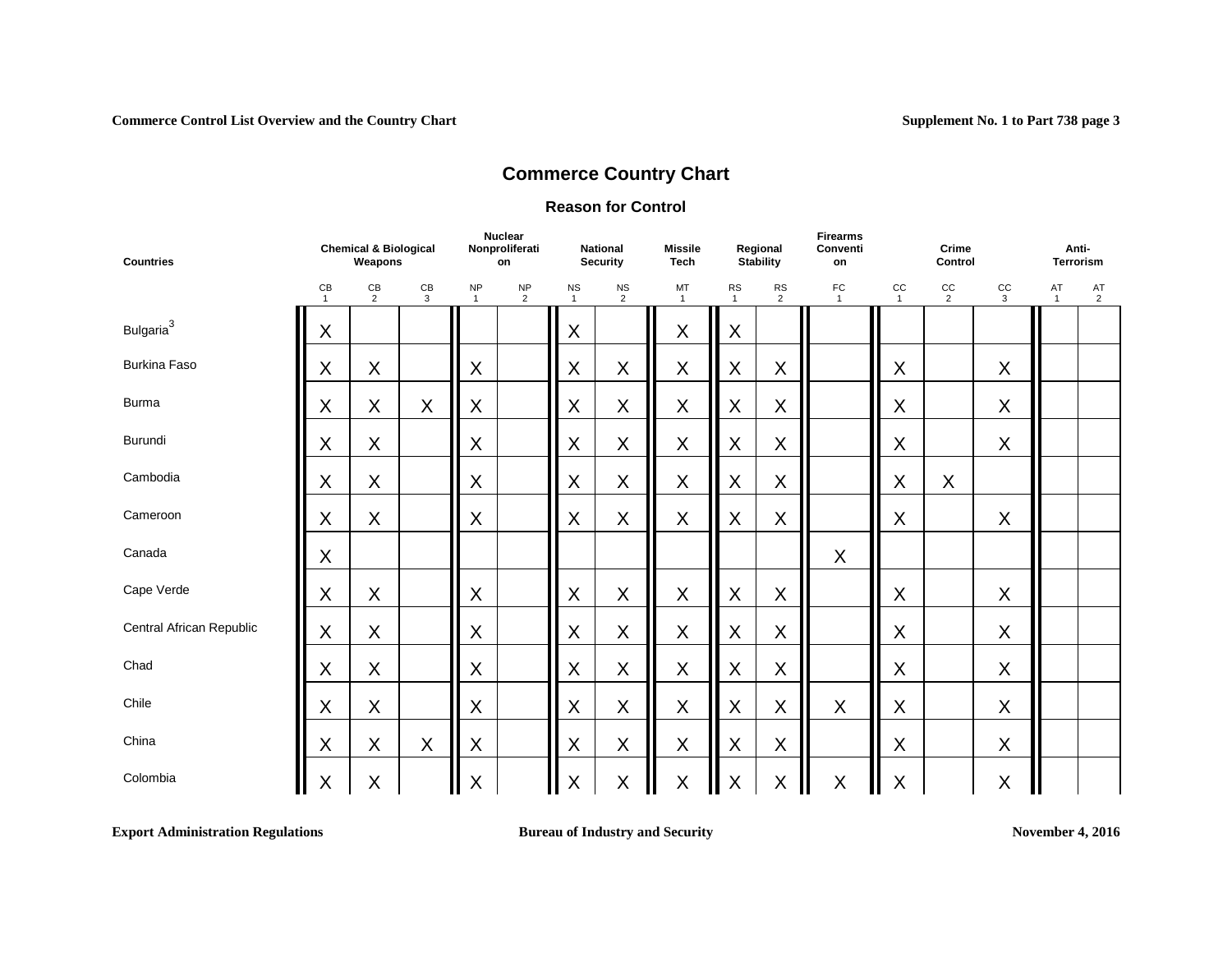# Commerce Country Chart

## Reason for Control

| Countries | Chemical & Biological Weapons | | | Nuclear Nonproliferation | | National Security | | Missile Tech | Regional Stability | | Firearms Convention | Crime Control | | | Anti-Terrorism | |
|---|---|---|---|---|---|---|---|---|---|---|---|---|---|---|---|---|
| | CB 1 | CB 2 | CB 3 | NP 1 | NP 2 | NS 1 | NS 2 | MT 1 | RS 1 | RS 2 | FC 1 | CC 1 | CC 2 | CC 3 | AT 1 | AT 2 |
| Bulgaria[3] | X | | | | | X | | X | X | | | | | | | |
| Burkina Faso | X | X | | X | | X | X | X | X | X | | X | | X | | |
| Burma | X | X | X | X | | X | X | X | X | X | | X | | X | | |
| Burundi | X | X | | X | | X | X | X | X | X | | X | | X | | |
| Cambodia | X | X | | X | | X | X | X | X | X | | X | X | | | |
| Cameroon | X | X | | X | | X | X | X | X | X | | X | | X | | |
| Canada | X | | | | | | | | | | X | | | | | |
| Cape Verde | X | X | | X | | X | X | X | X | X | | X | | X | | |
| Central African Republic | X | X | | X | | X | X | X | X | X | | X | | X | | |
| Chad | X | X | | X | | X | X | X | X | X | | X | | X | | |
| Chile | X | X | | X | | X | X | X | X | X | X | X | | X | | |
| China | X | X | X | X | | X | X | X | X | X | | X | | X | | |
| Colombia | X | X | | X | | X | X | X | X | X | X | X | | X | | |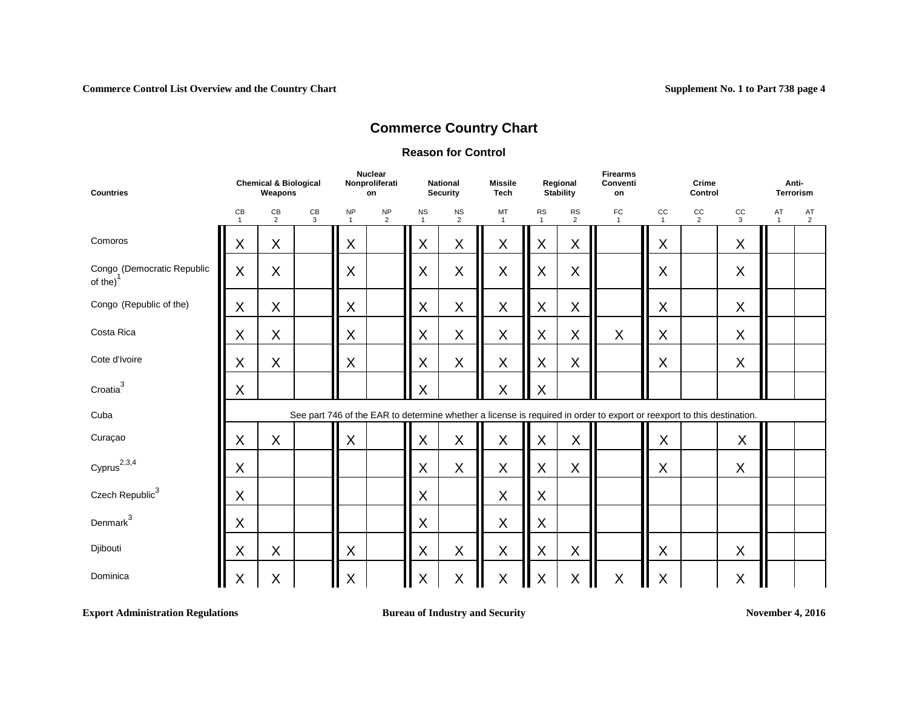## Commerce Country Chart

### Reason for Control

| Countries | Chemical & Biological Weapons | | | Nuclear Nonproliferation | | National Security | | Missile Tech | Regional Stability | | Firearms Convention | Crime Control | | | Anti-Terrorism | |
|---|---|---|---|---|---|---|---|---|---|---|---|---|---|---|---|---|
| | CB 1 | CB 2 | CB 3 | NP 1 | NP 2 | NS 1 | NS 2 | MT 1 | RS 1 | RS 2 | FC 1 | CC 1 | CC 2 | CC 3 | AT 1 | AT 2 |
| Comoros | X | X | | X | | X | X | X | X | X | | X | | X | | |
| Congo (Democratic Republic of the)[1] | X | X | | X | | X | X | X | X | X | | X | | X | | |
| Congo (Republic of the) | X | X | | X | | X | X | X | X | X | | X | | X | | |
| Costa Rica | X | X | | X | | X | X | X | X | X | X | X | | X | | |
| Cote d'Ivoire | X | X | | X | | X | X | X | X | X | | X | | X | | |
| Croatia[3] | X | | | | | X | | X | X | | | | | | | |
| Cuba | See part 746 of the EAR to determine whether a license is required in order to export or reexport to this destination. | | | | | | | | | | | | | | | |
| Curaçao | X | X | | X | | X | X | X | X | X | | X | | X | | |
| Cyprus[2,3,4] | X | | | | | X | X | X | X | X | | X | | X | | |
| Czech Republic[3] | X | | | | | X | | X | X | | | | | | | |
| Denmark[3] | X | | | | | X | | X | X | | | | | | | |
| Djibouti | X | X | | X | | X | X | X | X | X | | X | | X | | |
| Dominica | X | X | | X | | X | X | X | X | X | X | X | | X | | |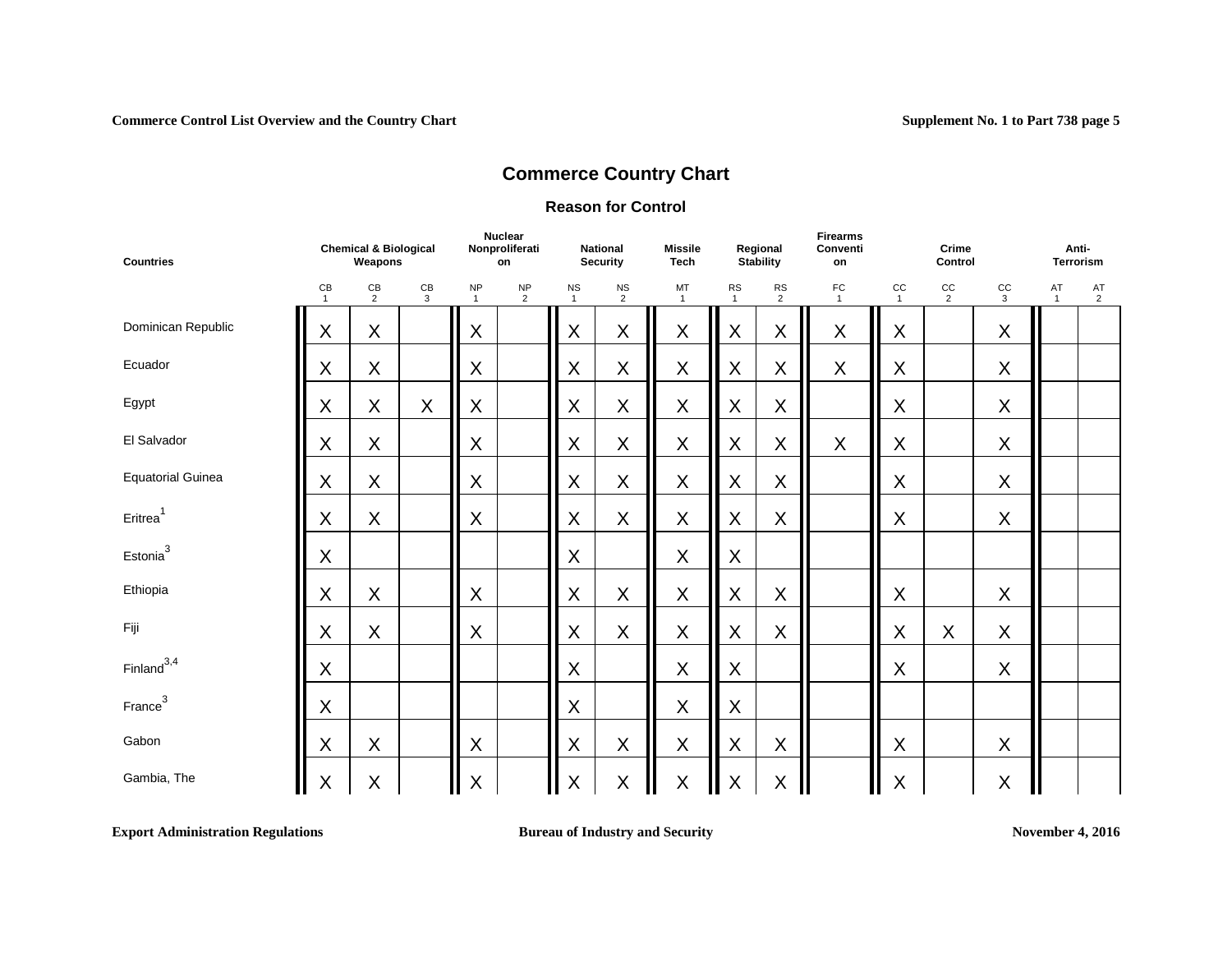## Commerce Country Chart

### Reason for Control

| Countries | Chemical & Biological Weapons | | | Nuclear Nonproliferation | | National Security | | Missile Tech | Regional Stability | | Firearms Convention | Crime Control | | | Anti-Terrorism | |
|---|---|---|---|---|---|---|---|---|---|---|---|---|---|---|---|---|
| | CB 1 | CB 2 | CB 3 | NP 1 | NP 2 | NS 1 | NS 2 | MT 1 | RS 1 | RS 2 | FC 1 | CC 1 | CC 2 | CC 3 | AT 1 | AT 2 |
| Dominican Republic | X | X | | X | | X | X | X | X | X | X | X | | X | | |
| Ecuador | X | X | | X | | X | X | X | X | X | X | X | | X | | |
| Egypt | X | X | X | X | | X | X | X | X | X | | X | | X | | |
| El Salvador | X | X | | X | | X | X | X | X | X | X | X | | X | | |
| Equatorial Guinea | X | X | | X | | X | X | X | X | X | | X | | X | | |
| Eritrea[1] | X | X | | X | | X | X | X | X | X | | X | | X | | |
| Estonia[3] | X | | | | | X | | X | X | | | | | | | |
| Ethiopia | X | X | | X | | X | X | X | X | X | | X | | X | | |
| Fiji | X | X | | X | | X | X | X | X | X | | X | X | X | | |
| Finland[3,4] | X | | | | | X | | X | X | | | X | | X | | |
| France[3] | X | | | | | X | | X | X | | | | | | | |
| Gabon | X | X | | X | | X | X | X | X | X | | X | | X | | |
| Gambia, The | X | X | | X | | X | X | X | X | X | | X | | X | | |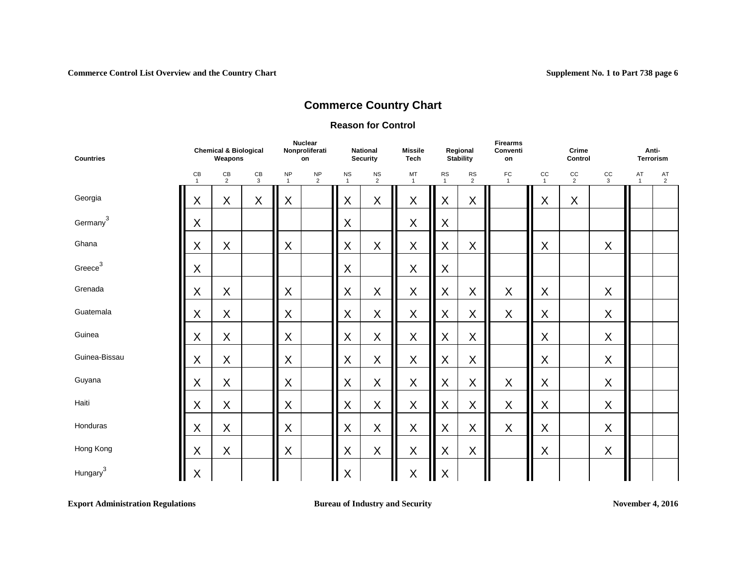# Commerce Country Chart

## Reason for Control

| Countries | Chemical & Biological Weapons | | | Nuclear Nonproliferation | | National Security | | Missile Tech | Regional Stability | | Firearms Convention | Crime Control | | | Anti-Terrorism | |
|---|---|---|---|---|---|---|---|---|---|---|---|---|---|---|---|---|
| | CB 1 | CB 2 | CB 3 | NP 1 | NP 2 | NS 1 | NS 2 | MT 1 | RS 1 | RS 2 | FC 1 | CC 1 | CC 2 | CC 3 | AT 1 | AT 2 |
| Georgia | X | X | X | X | | X | X | X | X | X | | X | X | | | |
| Germany[3] | X | | | | | X | | X | X | | | | | | | |
| Ghana | X | X | | X | | X | X | X | X | X | | X | | X | | |
| Greece[3] | X | | | | | X | | X | X | | | | | | | |
| Grenada | X | X | | X | | X | X | X | X | X | X | X | | X | | |
| Guatemala | X | X | | X | | X | X | X | X | X | X | X | | X | | |
| Guinea | X | X | | X | | X | X | X | X | X | | X | | X | | |
| Guinea-Bissau | X | X | | X | | X | X | X | X | X | | X | | X | | |
| Guyana | X | X | | X | | X | X | X | X | X | X | X | | X | | |
| Haiti | X | X | | X | | X | X | X | X | X | X | X | | X | | |
| Honduras | X | X | | X | | X | X | X | X | X | X | X | | X | | |
| Hong Kong | X | X | | X | | X | X | X | X | X | | X | | X | | |
| Hungary[3] | X | | | | | X | | X | X | | | | | | | |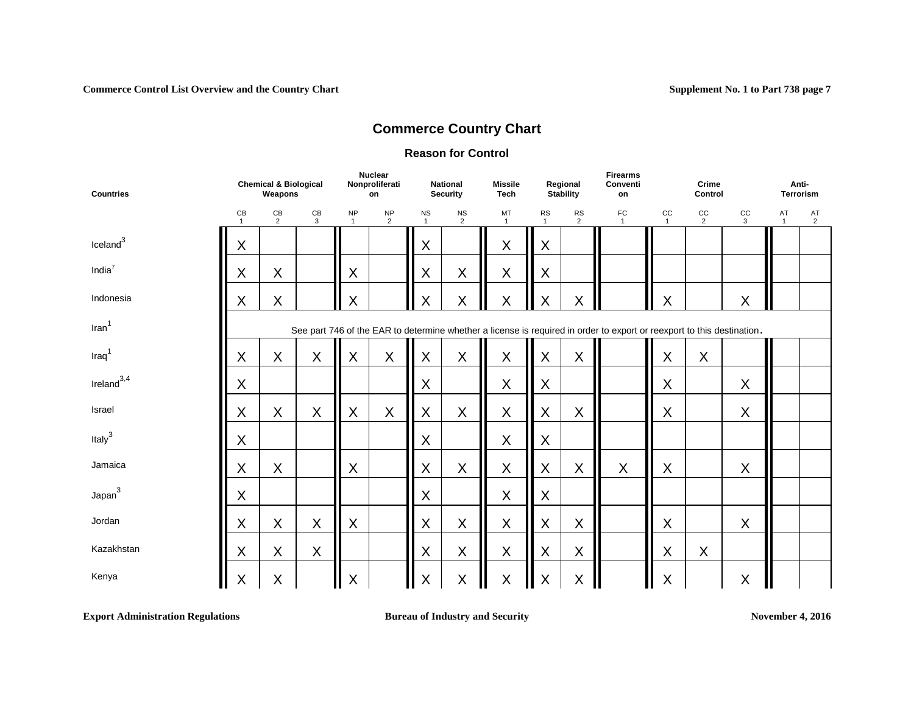# Commerce Country Chart

## Reason for Control

| Countries | Chemical & Biological Weapons | | | Nuclear Nonproliferation | | National Security | | Missile Tech | Regional Stability | | Firearms Convention | Crime Control | | | Anti-Terrorism | |
|---|---|---|---|---|---|---|---|---|---|---|---|---|---|---|---|---|
| | CB 1 | CB 2 | CB 3 | NP 1 | NP 2 | NS 1 | NS 2 | MT 1 | RS 1 | RS 2 | FC 1 | CC 1 | CC 2 | CC 3 | AT 1 | AT 2 |
| Iceland[3] | X | | | | | X | | X | X | | | | | | | |
| India[7] | X | X | | X | | X | X | X | X | | | | | | | |
| Indonesia | X | X | | X | | X | X | X | X | X | | X | | X | | |
| Iran[1] | See part 746 of the EAR to determine whether a license is required in order to export or reexport to this destination. | | | | | | | | | | | | | | | |
| Iraq[1] | X | X | X | X | X | X | X | X | X | X | | X | X | | | |
| Ireland[3,4] | X | | | | | X | | X | X | | | X | | X | | |
| Israel | X | X | X | X | X | X | X | X | X | X | | X | | X | | |
| Italy[3] | X | | | | | X | | X | X | | | | | | | |
| Jamaica | X | X | | X | | X | X | X | X | X | X | X | | X | | |
| Japan[3] | X | | | | | X | | X | X | | | | | | | |
| Jordan | X | X | X | X | | X | X | X | X | X | | X | | X | | |
| Kazakhstan | X | X | X | | | X | X | X | X | X | | X | X | | | |
| Kenya | X | X | | X | | X | X | X | X | X | | X | | X | | |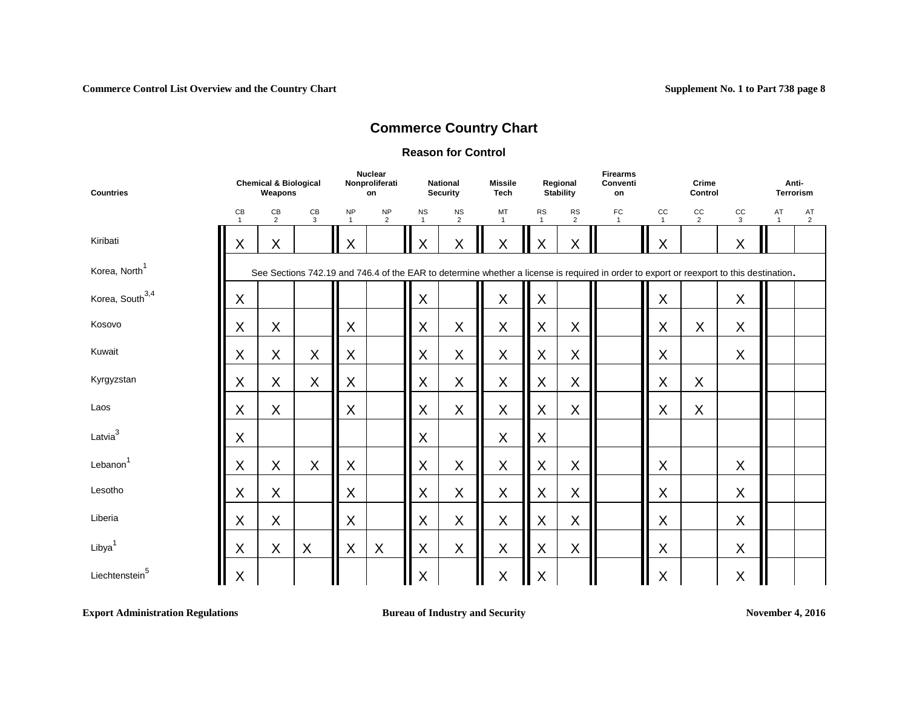# Commerce Country Chart

## Reason for Control

| Countries | Chemical & Biological Weapons | | | Nuclear Nonproliferation | | National Security | | Missile Tech | Regional Stability | | Firearms Convention | Crime Control | | | Anti-Terrorism | |
|---|---|---|---|---|---|---|---|---|---|---|---|---|---|---|---|---|
| | CB 1 | CB 2 | CB 3 | NP 1 | NP 2 | NS 1 | NS 2 | MT 1 | RS 1 | RS 2 | FC 1 | CC 1 | CC 2 | CC 3 | AT 1 | AT 2 |
| Kiribati | X | X | | X | | X | X | X | X | X | | X | | X | | |
| Korea, North[1] | See Sections 742.19 and 746.4 of the EAR to determine whether a license is required in order to export or reexport to this destination. | | | | | | | | | | | | | | | |
| Korea, South[3,4] | X | | | | | X | | X | X | | | X | | X | | |
| Kosovo | X | X | | X | | X | X | X | X | X | | X | X | X | | |
| Kuwait | X | X | X | X | | X | X | X | X | X | | X | | X | | |
| Kyrgyzstan | X | X | X | X | | X | X | X | X | X | | X | X | | | |
| Laos | X | X | | X | | X | X | X | X | X | | X | X | | | |
| Latvia[3] | X | | | | | X | | X | X | | | | | | | |
| Lebanon[1] | X | X | X | X | | X | X | X | X | X | | X | | X | | |
| Lesotho | X | X | | X | | X | X | X | X | X | | X | | X | | |
| Liberia | X | X | | X | | X | X | X | X | X | | X | | X | | |
| Libya[1] | X | X | X | X | X | X | X | X | X | X | | X | | X | | |
| Liechtenstein[5] | X | | | | | X | | X | X | | | X | | X | | |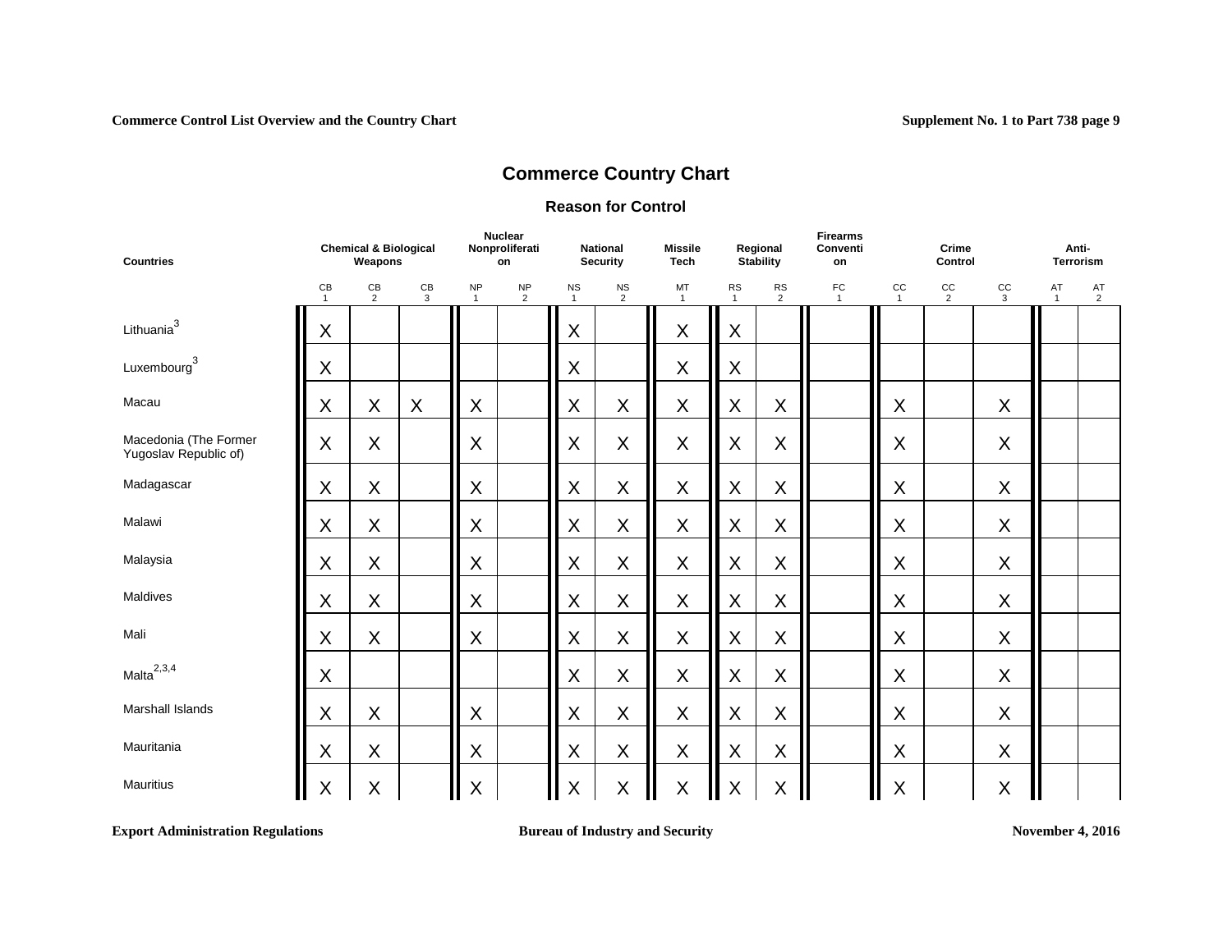## Commerce Country Chart

### Reason for Control

| Countries | Chemical & Biological Weapons | | | Nuclear Nonproliferation | | National Security | | Missile Tech | Regional Stability | | Firearms Convention | Crime Control | | | Anti-Terrorism | |
|---|---|---|---|---|---|---|---|---|---|---|---|---|---|---|---|---|
| | CB 1 | CB 2 | CB 3 | NP 1 | NP 2 | NS 1 | NS 2 | MT 1 | RS 1 | RS 2 | FC 1 | CC 1 | CC 2 | CC 3 | AT 1 | AT 2 |
| Lithuania[3] | X | | | | | X | | X | X | | | | | | | |
| Luxembourg[3] | X | | | | | X | | X | X | | | | | | | |
| Macau | X | X | X | X | | X | X | X | X | X | | X | | X | | |
| Macedonia (The Former Yugoslav Republic of) | X | X | | X | | X | X | X | X | X | | X | | X | | |
| Madagascar | X | X | | X | | X | X | X | X | X | | X | | X | | |
| Malawi | X | X | | X | | X | X | X | X | X | | X | | X | | |
| Malaysia | X | X | | X | | X | X | X | X | X | | X | | X | | |
| Maldives | X | X | | X | | X | X | X | X | X | | X | | X | | |
| Mali | X | X | | X | | X | X | X | X | X | | X | | X | | |
| Malta[2,3,4] | X | | | | | X | X | X | X | X | | X | | X | | |
| Marshall Islands | X | X | | X | | X | X | X | X | X | | X | | X | | |
| Mauritania | X | X | | X | | X | X | X | X | X | | X | | X | | |
| Mauritius | X | X | | X | | X | X | X | X | X | | X | | X | | |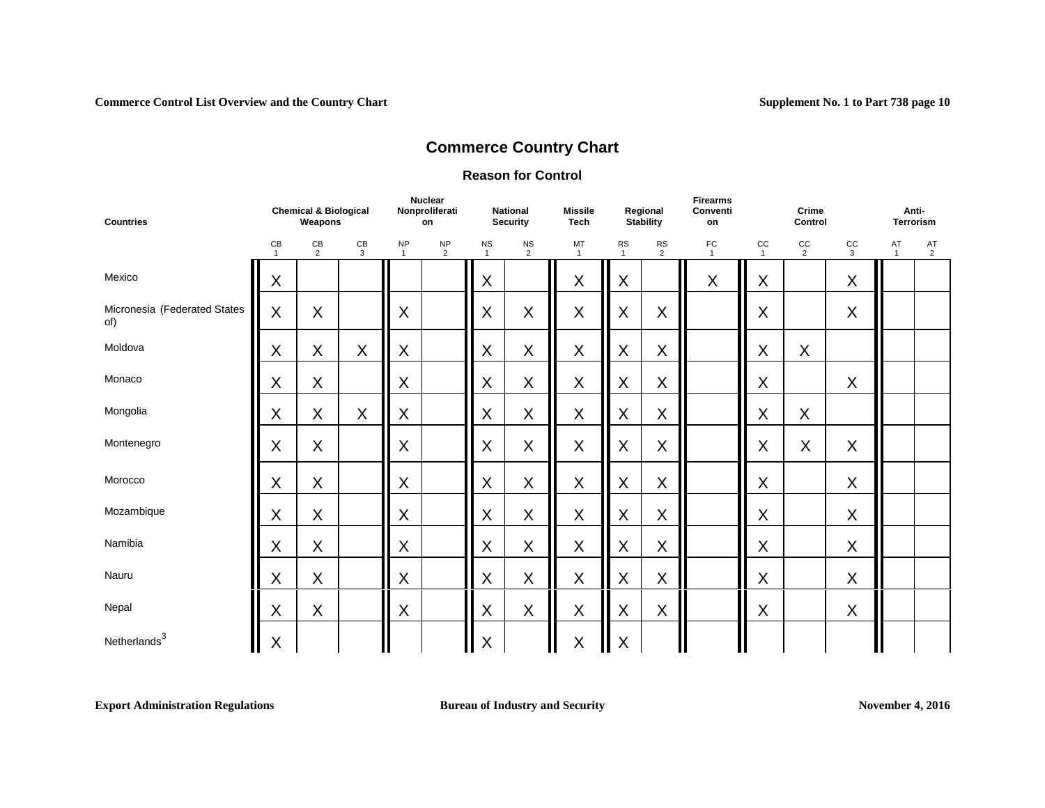# Commerce Country Chart

## Reason for Control

| Countries | Chemical & Biological Weapons | | | Nuclear Nonproliferation | | National Security | | Missile Tech | Regional Stability | | Firearms Convention | Crime Control | | | Anti-Terrorism | |
|---|---|---|---|---|---|---|---|---|---|---|---|---|---|---|---|---|
| | CB 1 | CB 2 | CB 3 | NP 1 | NP 2 | NS 1 | NS 2 | MT 1 | RS 1 | RS 2 | FC 1 | CC 1 | CC 2 | CC 3 | AT 1 | AT 2 |
| Mexico | X | | | | | X | | X | X | | X | X | | X | | |
| Micronesia (Federated States of) | X | X | | X | | X | X | X | X | X | | X | | X | | |
| Moldova | X | X | X | X | | X | X | X | X | X | | X | X | | | |
| Monaco | X | X | | X | | X | X | X | X | X | | X | | X | | |
| Mongolia | X | X | X | X | | X | X | X | X | X | | X | X | | | |
| Montenegro | X | X | | X | | X | X | X | X | X | | X | X | X | | |
| Morocco | X | X | | X | | X | X | X | X | X | | X | | X | | |
| Mozambique | X | X | | X | | X | X | X | X | X | | X | | X | | |
| Namibia | X | X | | X | | X | X | X | X | X | | X | | X | | |
| Nauru | X | X | | X | | X | X | X | X | X | | X | | X | | |
| Nepal | X | X | | X | | X | X | X | X | X | | X | | X | | |
| Netherlands[3] | X | | | | | X | | X | X | | | | | | | |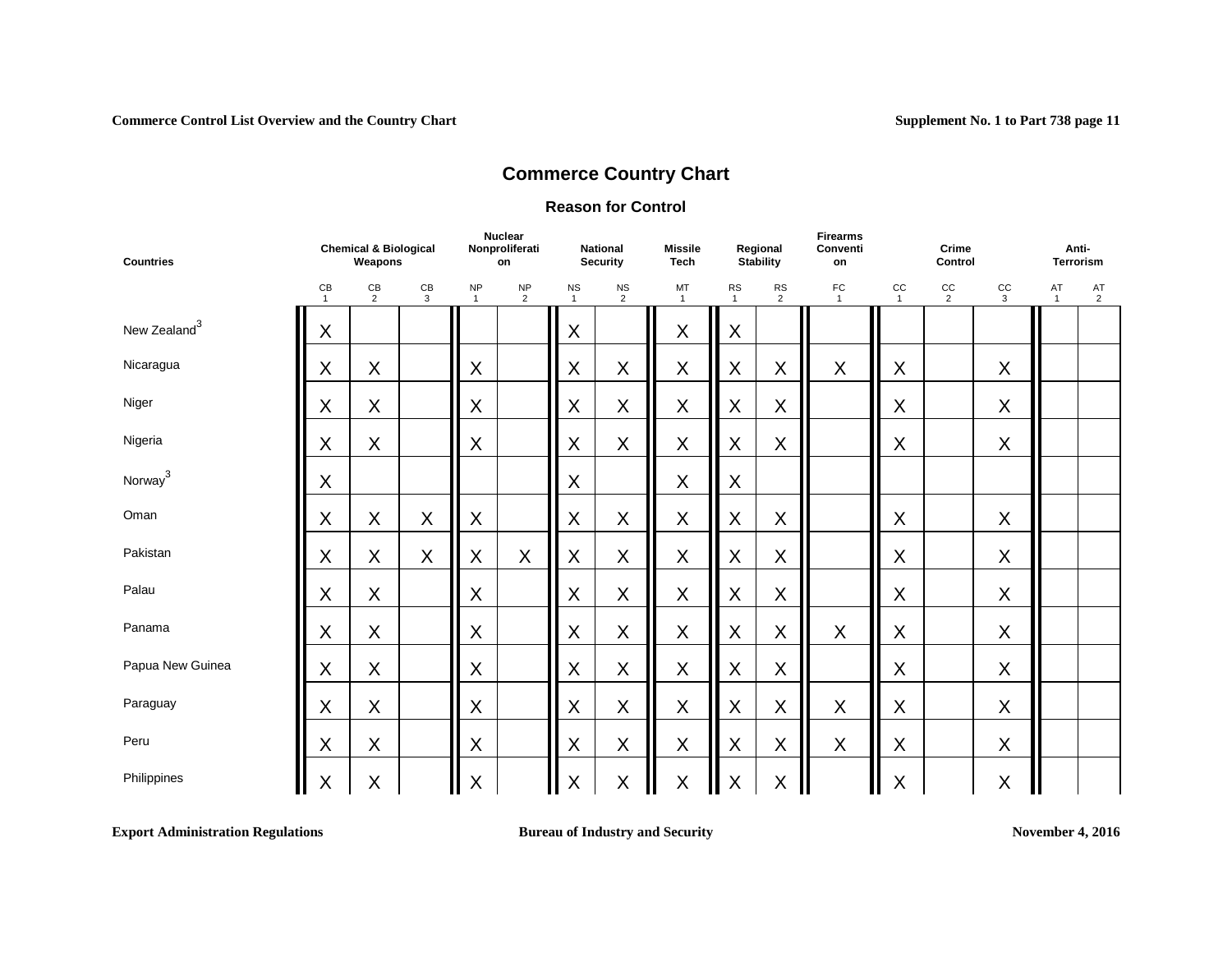# Commerce Country Chart

## Reason for Control

| Countries | Chemical & Biological Weapons | | | Nuclear Nonproliferation | | National Security | | Missile Tech | Regional Stability | | Firearms Convention | Crime Control | | | Anti-Terrorism | |
|---|---|---|---|---|---|---|---|---|---|---|---|---|---|---|---|---|
| | CB 1 | CB 2 | CB 3 | NP 1 | NP 2 | NS 1 | NS 2 | MT 1 | RS 1 | RS 2 | FC 1 | CC 1 | CC 2 | CC 3 | AT 1 | AT 2 |
| New Zealand[3] | X | | | | | X | | X | X | | | | | | | |
| Nicaragua | X | X | | X | | X | X | X | X | X | X | X | | X | | |
| Niger | X | X | | X | | X | X | X | X | X | | X | | X | | |
| Nigeria | X | X | | X | | X | X | X | X | X | | X | | X | | |
| Norway[3] | X | | | | | X | | X | X | | | | | | | |
| Oman | X | X | X | X | | X | X | X | X | X | | X | | X | | |
| Pakistan | X | X | X | X | X | X | X | X | X | X | | X | | X | | |
| Palau | X | X | | X | | X | X | X | X | X | | X | | X | | |
| Panama | X | X | | X | | X | X | X | X | X | X | X | | X | | |
| Papua New Guinea | X | X | | X | | X | X | X | X | X | | X | | X | | |
| Paraguay | X | X | | X | | X | X | X | X | X | X | X | | X | | |
| Peru | X | X | | X | | X | X | X | X | X | X | X | | X | | |
| Philippines | X | X | | X | | X | X | X | X | X | | X | | X | | |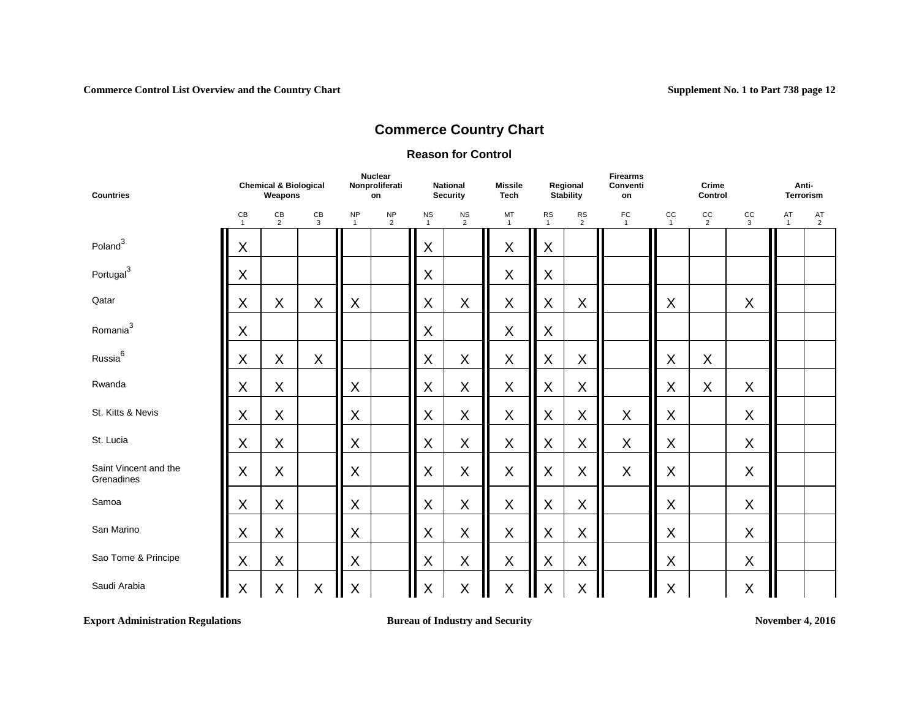## Commerce Country Chart

### Reason for Control

| Countries | Chemical & Biological Weapons | | | Nuclear Nonproliferation | | National Security | | Missile Tech | Regional Stability | | Firearms Convention | Crime Control | | | Anti-Terrorism | |
|---|---|---|---|---|---|---|---|---|---|---|---|---|---|---|---|---|
| | CB 1 | CB 2 | CB 3 | NP 1 | NP 2 | NS 1 | NS 2 | MT 1 | RS 1 | RS 2 | FC 1 | CC 1 | CC 2 | CC 3 | AT 1 | AT 2 |
| Poland[3] | X | | | | | X | | X | X | | | | | | | |
| Portugal[3] | X | | | | | X | | X | X | | | | | | | |
| Qatar | X | X | X | X | | X | X | X | X | X | | X | | X | | |
| Romania[3] | X | | | | | X | | X | X | | | | | | | |
| Russia[6] | X | X | X | | | X | X | X | X | X | | X | X | | | |
| Rwanda | X | X | | X | | X | X | X | X | X | | X | X | X | | |
| St. Kitts & Nevis | X | X | | X | | X | X | X | X | X | X | X | | X | | |
| St. Lucia | X | X | | X | | X | X | X | X | X | X | X | | X | | |
| Saint Vincent and the Grenadines | X | X | | X | | X | X | X | X | X | X | X | | X | | |
| Samoa | X | X | | X | | X | X | X | X | X | | X | | X | | |
| San Marino | X | X | | X | | X | X | X | X | X | | X | | X | | |
| Sao Tome & Principe | X | X | | X | | X | X | X | X | X | | X | | X | | |
| Saudi Arabia | X | X | X | X | | X | X | X | X | X | | X | | X | | |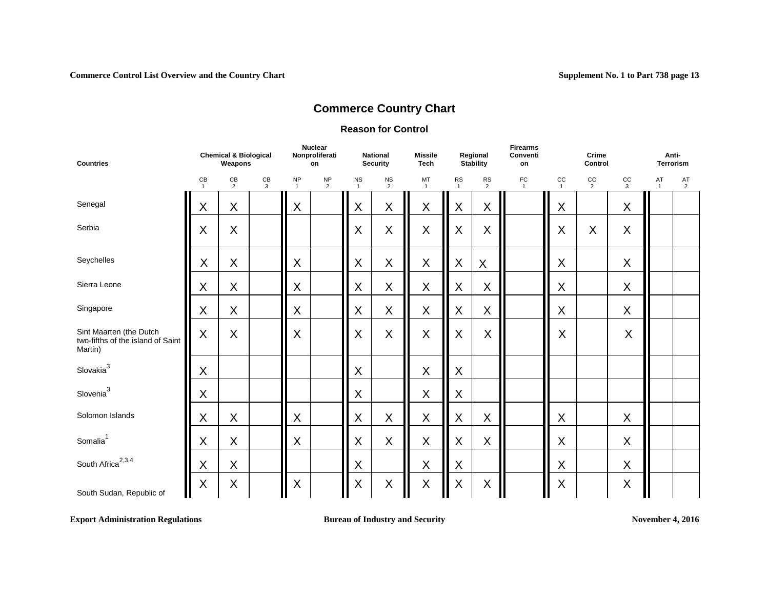# Commerce Country Chart

## Reason for Control

| Countries | Chemical & Biological Weapons | | | Nuclear Nonproliferation | | National Security | | Missile Tech | Regional Stability | | Firearms Convention | Crime Control | | | Anti-Terrorism | |
|---|---|---|---|---|---|---|---|---|---|---|---|---|---|---|---|---|
| | CB 1 | CB 2 | CB 3 | NP 1 | NP 2 | NS 1 | NS 2 | MT 1 | RS 1 | RS 2 | FC 1 | CC 1 | CC 2 | CC 3 | AT 1 | AT 2 |
| Senegal | X | X | | X | | X | X | X | X | X | | X | | X | | |
| Serbia | X | X | | | | X | X | X | X | X | | X | X | X | | |
| Seychelles | X | X | | X | | X | X | X | X | X | | X | | X | | |
| Sierra Leone | X | X | | X | | X | X | X | X | X | | X | | X | | |
| Singapore | X | X | | X | | X | X | X | X | X | | X | | X | | |
| Sint Maarten (the Dutch two-fifths of the island of Saint Martin) | X | X | | X | | X | X | X | X | X | | X | | X | | |
| Slovakia[3] | X | | | | | X | | X | X | | | | | | | |
| Slovenia[3] | X | | | | | X | | X | X | | | | | | | |
| Solomon Islands | X | X | | X | | X | X | X | X | X | | X | | X | | |
| Somalia[1] | X | X | | X | | X | X | X | X | X | | X | | X | | |
| South Africa[2,3,4] | X | X | | | | X | | X | X | | | X | | X | | |
| South Sudan, Republic of | X | X | | X | | X | X | X | X | X | | X | | X | | |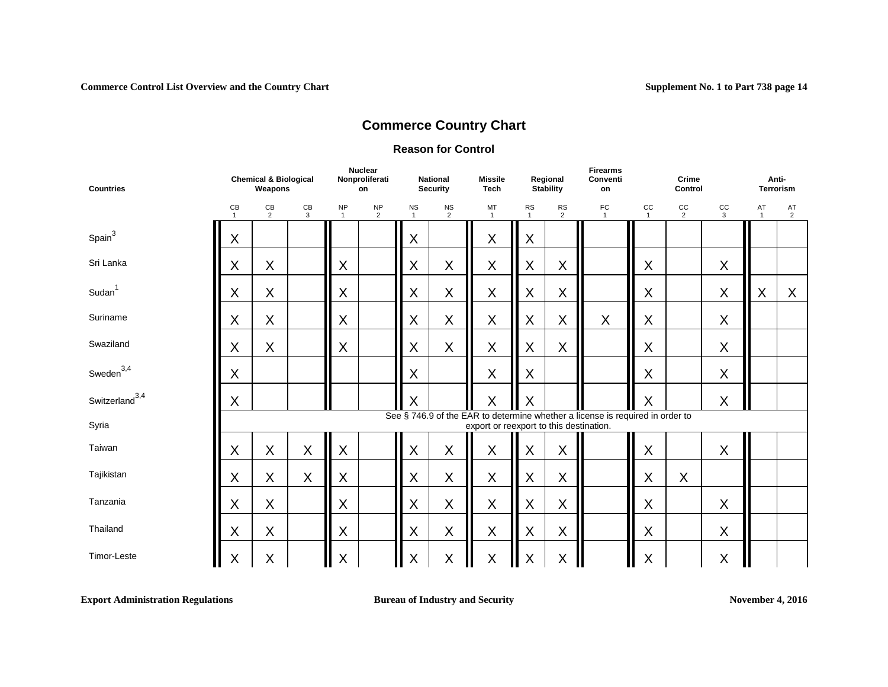## Commerce Country Chart

### Reason for Control

| Countries | Chemical & Biological Weapons | | | Nuclear Nonproliferation | | National Security | | Missile Tech | Regional Stability | | Firearms Convention | Crime Control | | | Anti-Terrorism | |
|---|---|---|---|---|---|---|---|---|---|---|---|---|---|---|---|---|
| | CB 1 | CB 2 | CB 3 | NP 1 | NP 2 | NS 1 | NS 2 | MT 1 | RS 1 | RS 2 | FC 1 | CC 1 | CC 2 | CC 3 | AT 1 | AT 2 |
| Spain[3] | X | | | | | X | | X | X | | | | | | | |
| Sri Lanka | X | X | | X | | X | X | X | X | X | | X | | X | | |
| Sudan[1] | X | X | | X | | X | X | X | X | X | | X | | X | X | X |
| Suriname | X | X | | X | | X | X | X | X | X | X | X | | X | | |
| Swaziland | X | X | | X | | X | X | X | X | X | | X | | X | | |
| Sweden[3,4] | X | | | | | X | | X | X | | | X | | X | | |
| Switzerland[3,4] | X | | | | | X | | X | X | | | X | | X | | |
| Syria | See § 746.9 of the EAR to determine whether a license is required in order to export or reexport to this destination. | | | | | | | | | | | | | | | |
| Taiwan | X | X | X | X | | X | X | X | X | X | | X | | X | | |
| Tajikistan | X | X | X | X | | X | X | X | X | X | | X | X | | | |
| Tanzania | X | X | | X | | X | X | X | X | X | | X | | X | | |
| Thailand | X | X | | X | | X | X | X | X | X | | X | | X | | |
| Timor-Leste | X | X | | X | | X | X | X | X | X | | X | | X | | |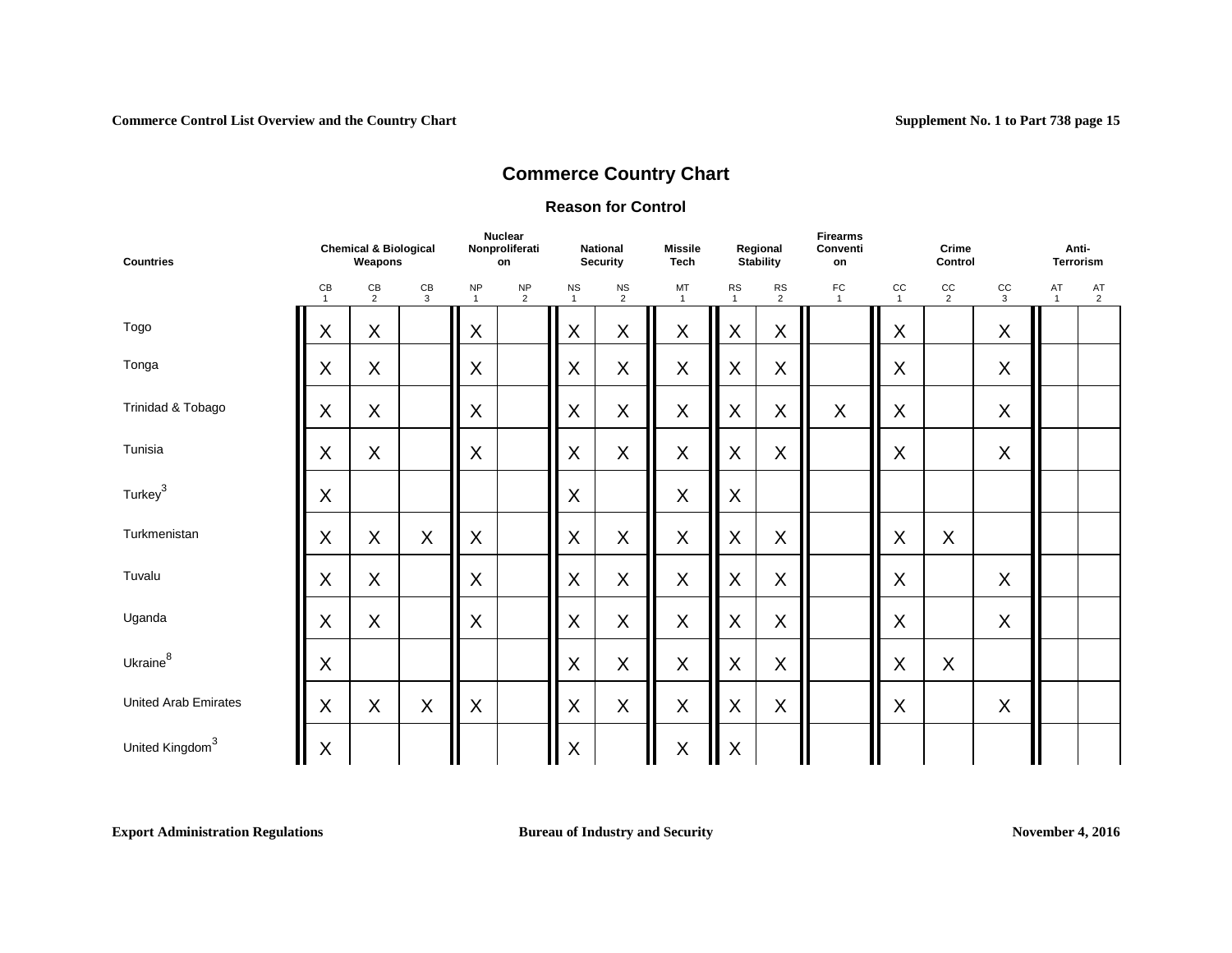# Commerce Country Chart

## Reason for Control

| Countries | Chemical & Biological Weapons | | | Nuclear Nonproliferation | | National Security | | Missile Tech | Regional Stability | | Firearms Convention | Crime Control | | | Anti-Terrorism | |
|---|---|---|---|---|---|---|---|---|---|---|---|---|---|---|---|---|
| | CB 1 | CB 2 | CB 3 | NP 1 | NP 2 | NS 1 | NS 2 | MT 1 | RS 1 | RS 2 | FC 1 | CC 1 | CC 2 | CC 3 | AT 1 | AT 2 |
| Togo | X | X | | X | | X | X | X | X | X | | X | | X | | |
| Tonga | X | X | | X | | X | X | X | X | X | | X | | X | | |
| Trinidad & Tobago | X | X | | X | | X | X | X | X | X | X | X | | X | | |
| Tunisia | X | X | | X | | X | X | X | X | X | | X | | X | | |
| Turkey[3] | X | | | | | X | | X | X | | | | | | | |
| Turkmenistan | X | X | X | X | | X | X | X | X | X | | X | X | | | |
| Tuvalu | X | X | | X | | X | X | X | X | X | | X | | X | | |
| Uganda | X | X | | X | | X | X | X | X | X | | X | | X | | |
| Ukraine[8] | X | | | | | X | X | X | X | X | | X | X | | | |
| United Arab Emirates | X | X | X | X | | X | X | X | X | X | | X | | X | | |
| United Kingdom[3] | X | | | | | X | | X | X | | | | | | | |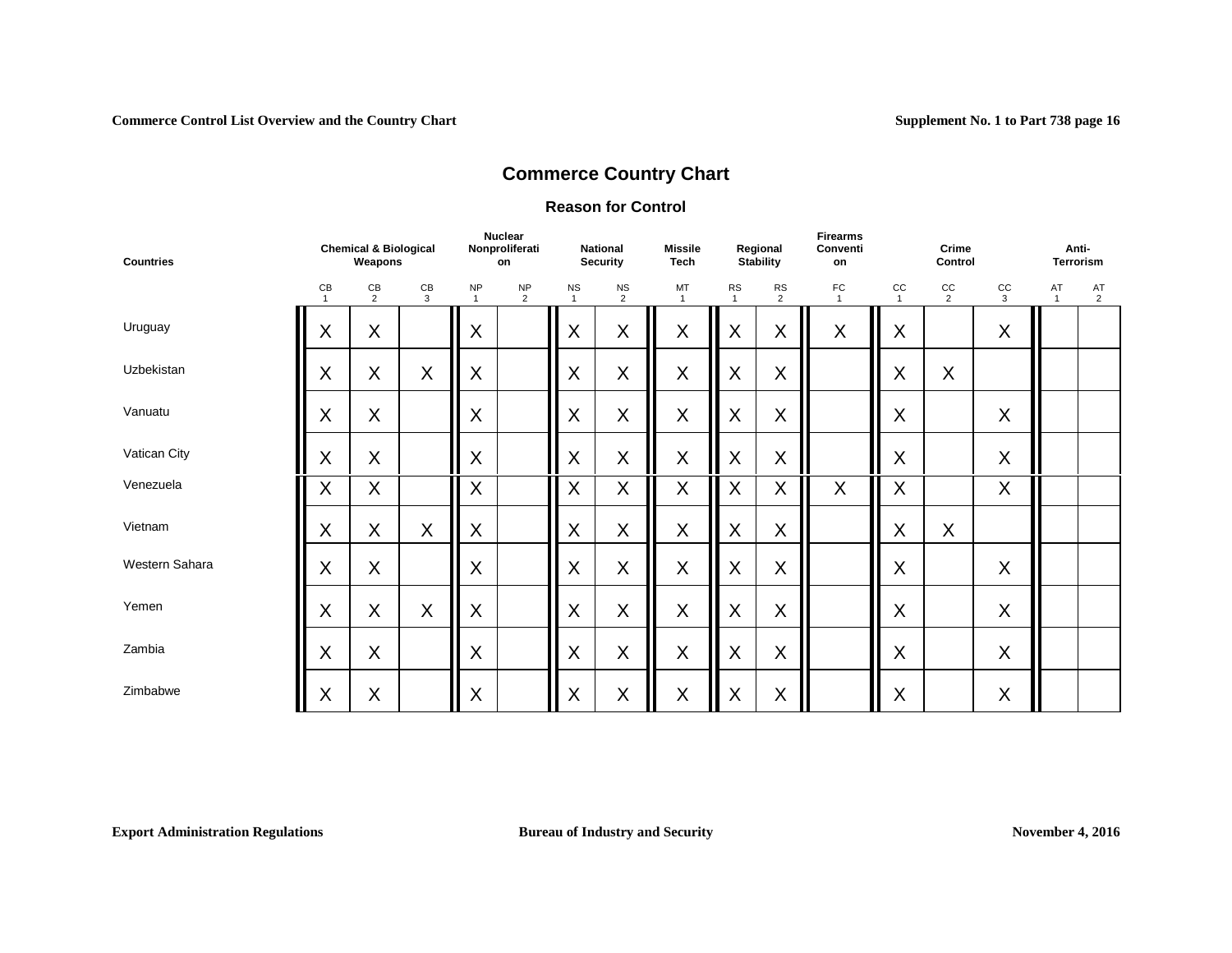# Commerce Country Chart

## Reason for Control

| Countries | Chemical & Biological Weapons | | | Nuclear Nonproliferation | | National Security | | Missile Tech | Regional Stability | | Firearms Convention | Crime Control | | | Anti-Terrorism | |
|---|---|---|---|---|---|---|---|---|---|---|---|---|---|---|---|---|
| | CB 1 | CB 2 | CB 3 | NP 1 | NP 2 | NS 1 | NS 2 | MT 1 | RS 1 | RS 2 | FC 1 | CC 1 | CC 2 | CC 3 | AT 1 | AT 2 |
| Uruguay | X | X | | X | | X | X | X | X | X | X | X | | X | | |
| Uzbekistan | X | X | X | X | | X | X | X | X | X | | X | X | | | |
| Vanuatu | X | X | | X | | X | X | X | X | X | | X | | X | | |
| Vatican City | X | X | | X | | X | X | X | X | X | | X | | X | | |
| Venezuela | X | X | | X | | X | X | X | X | X | X | X | | X | | |
| Vietnam | X | X | X | X | | X | X | X | X | X | | X | X | | | |
| Western Sahara | X | X | | X | | X | X | X | X | X | | X | | X | | |
| Yemen | X | X | X | X | | X | X | X | X | X | | X | | X | | |
| Zambia | X | X | | X | | X | X | X | X | X | | X | | X | | |
| Zimbabwe | X | X | | X | | X | X | X | X | X | | X | | X | | |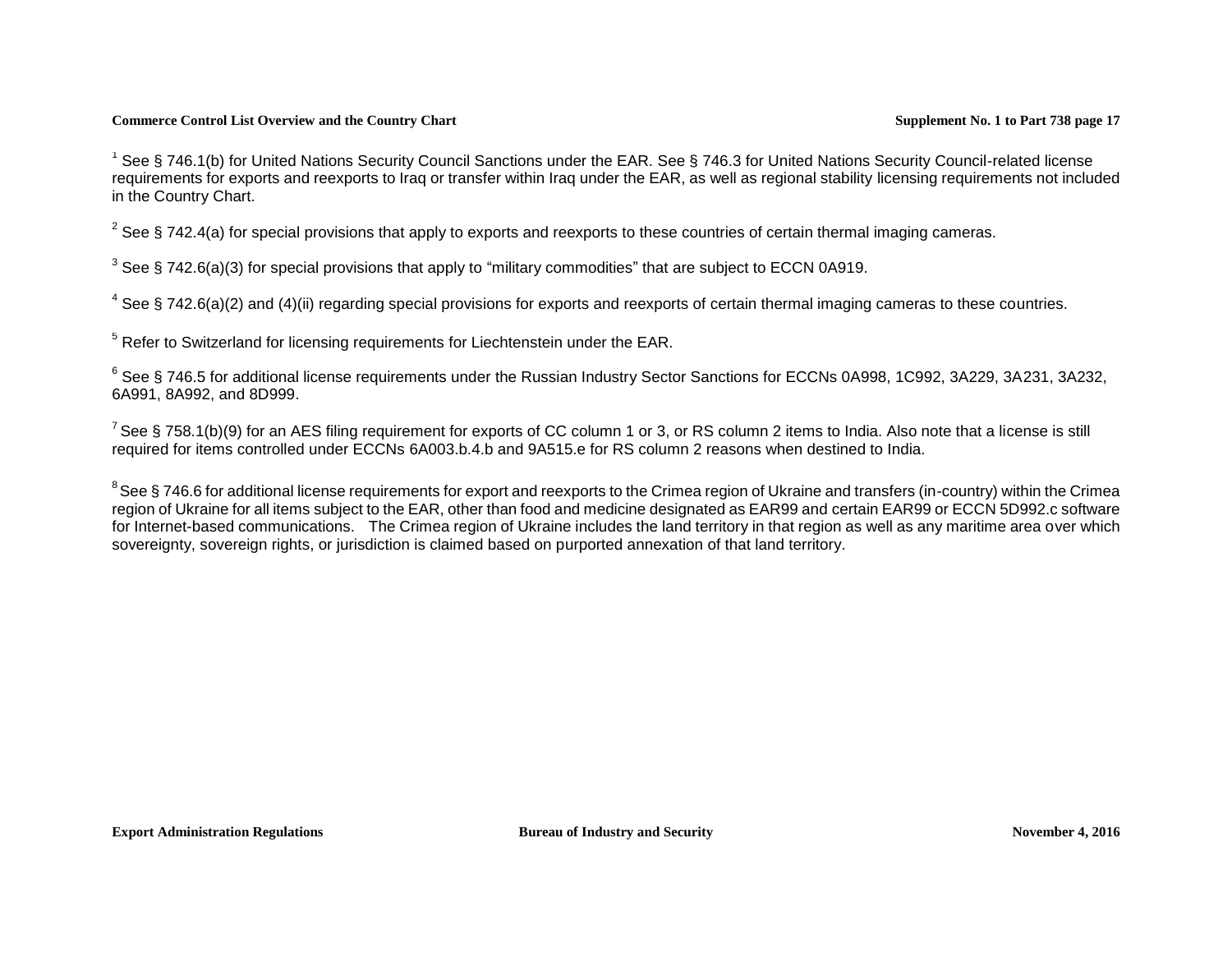[1] See § 746.1(b) for United Nations Security Council Sanctions under the EAR. See § 746.3 for United Nations Security Council-related license requirements for exports and reexports to Iraq or transfer within Iraq under the EAR, as well as regional stability licensing requirements not included in the Country Chart.

[2] See § 742.4(a) for special provisions that apply to exports and reexports to these countries of certain thermal imaging cameras.

[3] See § 742.6(a)(3) for special provisions that apply to "military commodities" that are subject to ECCN 0A919.

[4] See § 742.6(a)(2) and (4)(ii) regarding special provisions for exports and reexports of certain thermal imaging cameras to these countries.

[5] Refer to Switzerland for licensing requirements for Liechtenstein under the EAR.

[6] See § 746.5 for additional license requirements under the Russian Industry Sector Sanctions for ECCNs 0A998, 1C992, 3A229, 3A231, 3A232, 6A991, 8A992, and 8D999.

[7] See § 758.1(b)(9) for an AES filing requirement for exports of CC column 1 or 3, or RS column 2 items to India. Also note that a license is still required for items controlled under ECCNs 6A003.b.4.b and 9A515.e for RS column 2 reasons when destined to India.

[8] See § 746.6 for additional license requirements for export and reexports to the Crimea region of Ukraine and transfers (in-country) within the Crimea region of Ukraine for all items subject to the EAR, other than food and medicine designated as EAR99 and certain EAR99 or ECCN 5D992.c software for Internet-based communications. The Crimea region of Ukraine includes the land territory in that region as well as any maritime area over which sovereignty, sovereign rights, or jurisdiction is claimed based on purported annexation of that land territory.